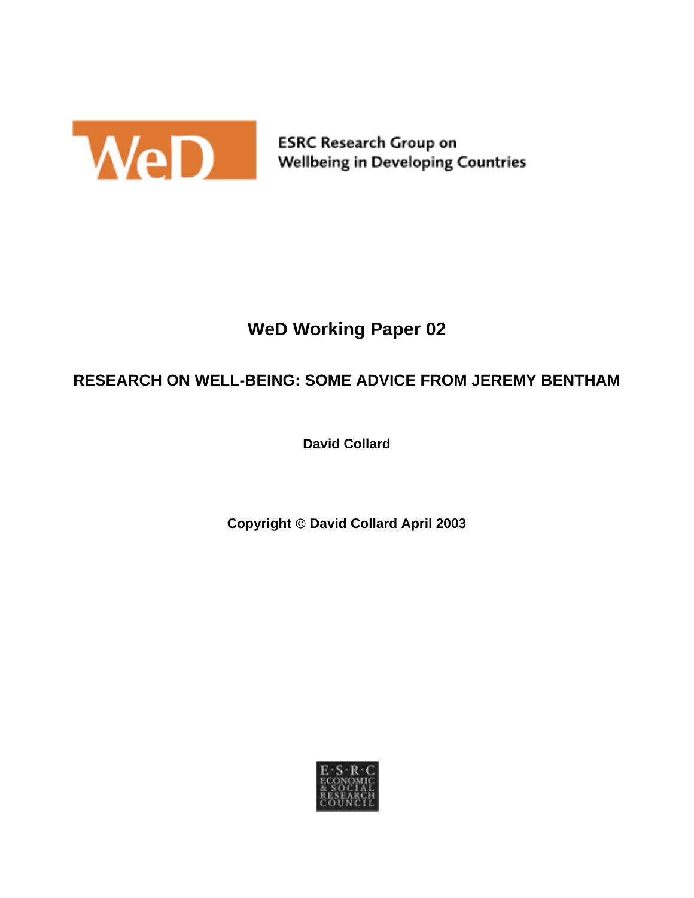WeD

ESRC Research Group on
Wellbeing in Developing Countries

# WeD Working Paper 02

## RESEARCH ON WELL-BEING: SOME ADVICE FROM JEREMY BENTHAM

**David Collard**

**Copyright © David Collard April 2003**

E·S·R·C
ECONOMIC
& SOCIAL
RESEARCH
COUNCIL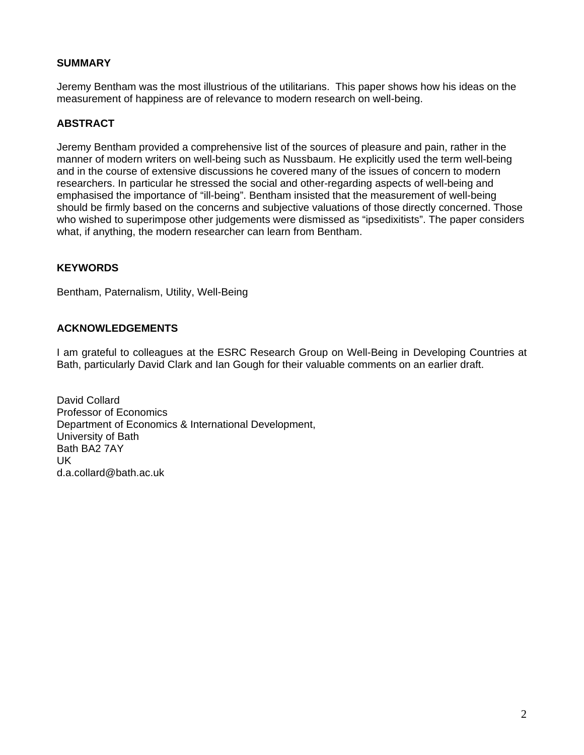## SUMMARY

Jeremy Bentham was the most illustrious of the utilitarians. This paper shows how his ideas on the measurement of happiness are of relevance to modern research on well-being.

## ABSTRACT

Jeremy Bentham provided a comprehensive list of the sources of pleasure and pain, rather in the manner of modern writers on well-being such as Nussbaum. He explicitly used the term well-being and in the course of extensive discussions he covered many of the issues of concern to modern researchers. In particular he stressed the social and other-regarding aspects of well-being and emphasised the importance of "ill-being". Bentham insisted that the measurement of well-being should be firmly based on the concerns and subjective valuations of those directly concerned. Those who wished to superimpose other judgements were dismissed as "ipsedixitists". The paper considers what, if anything, the modern researcher can learn from Bentham.

## KEYWORDS

Bentham, Paternalism, Utility, Well-Being

## ACKNOWLEDGEMENTS

I am grateful to colleagues at the ESRC Research Group on Well-Being in Developing Countries at Bath, particularly David Clark and Ian Gough for their valuable comments on an earlier draft.

David Collard
Professor of Economics
Department of Economics & International Development,
University of Bath
Bath BA2 7AY
UK
d.a.collard@bath.ac.uk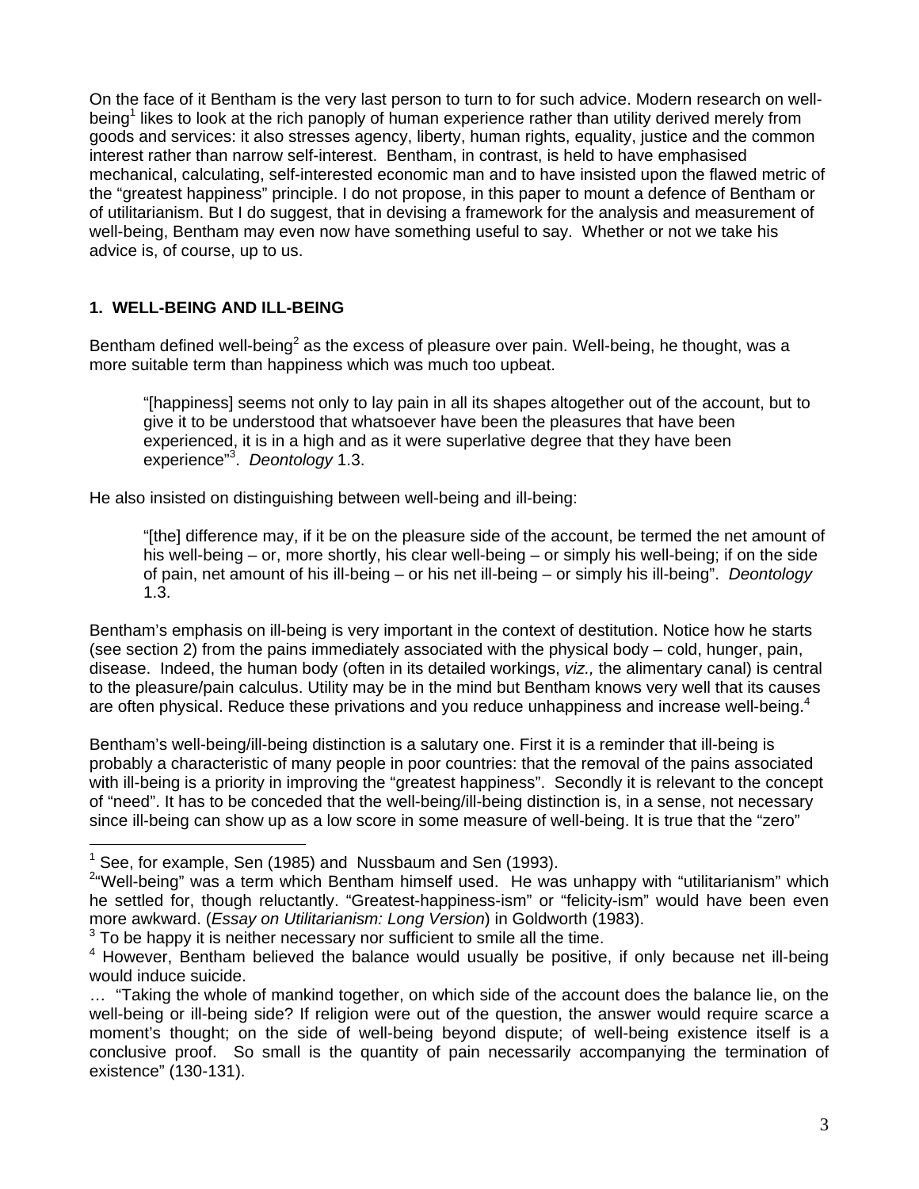On the face of it Bentham is the very last person to turn to for such advice. Modern research on well-being[1] likes to look at the rich panoply of human experience rather than utility derived merely from goods and services: it also stresses agency, liberty, human rights, equality, justice and the common interest rather than narrow self-interest. Bentham, in contrast, is held to have emphasised mechanical, calculating, self-interested economic man and to have insisted upon the flawed metric of the "greatest happiness" principle. I do not propose, in this paper to mount a defence of Bentham or of utilitarianism. But I do suggest, that in devising a framework for the analysis and measurement of well-being, Bentham may even now have something useful to say. Whether or not we take his advice is, of course, up to us.

## 1. WELL-BEING AND ILL-BEING

Bentham defined well-being[2] as the excess of pleasure over pain. Well-being, he thought, was a more suitable term than happiness which was much too upbeat.

> "[happiness] seems not only to lay pain in all its shapes altogether out of the account, but to give it to be understood that whatsoever have been the pleasures that have been experienced, it is in a high and as it were superlative degree that they have been experience"[3]. *Deontology* 1.3.

He also insisted on distinguishing between well-being and ill-being:

> "[the] difference may, if it be on the pleasure side of the account, be termed the net amount of his well-being – or, more shortly, his clear well-being – or simply his well-being; if on the side of pain, net amount of his ill-being – or his net ill-being – or simply his ill-being". *Deontology* 1.3.

Bentham's emphasis on ill-being is very important in the context of destitution. Notice how he starts (see section 2) from the pains immediately associated with the physical body – cold, hunger, pain, disease. Indeed, the human body (often in its detailed workings, *viz.,* the alimentary canal) is central to the pleasure/pain calculus. Utility may be in the mind but Bentham knows very well that its causes are often physical. Reduce these privations and you reduce unhappiness and increase well-being.[4]

Bentham's well-being/ill-being distinction is a salutary one. First it is a reminder that ill-being is probably a characteristic of many people in poor countries: that the removal of the pains associated with ill-being is a priority in improving the "greatest happiness". Secondly it is relevant to the concept of "need". It has to be conceded that the well-being/ill-being distinction is, in a sense, not necessary since ill-being can show up as a low score in some measure of well-being. It is true that the "zero"

---

[1] See, for example, Sen (1985) and Nussbaum and Sen (1993).

[2] "Well-being" was a term which Bentham himself used. He was unhappy with "utilitarianism" which he settled for, though reluctantly. "Greatest-happiness-ism" or "felicity-ism" would have been even more awkward. (*Essay on Utilitarianism: Long Version*) in Goldworth (1983).

[3] To be happy it is neither necessary nor sufficient to smile all the time.

[4] However, Bentham believed the balance would usually be positive, if only because net ill-being would induce suicide.

… "Taking the whole of mankind together, on which side of the account does the balance lie, on the well-being or ill-being side? If religion were out of the question, the answer would require scarce a moment's thought; on the side of well-being beyond dispute; of well-being existence itself is a conclusive proof. So small is the quantity of pain necessarily accompanying the termination of existence" (130-131).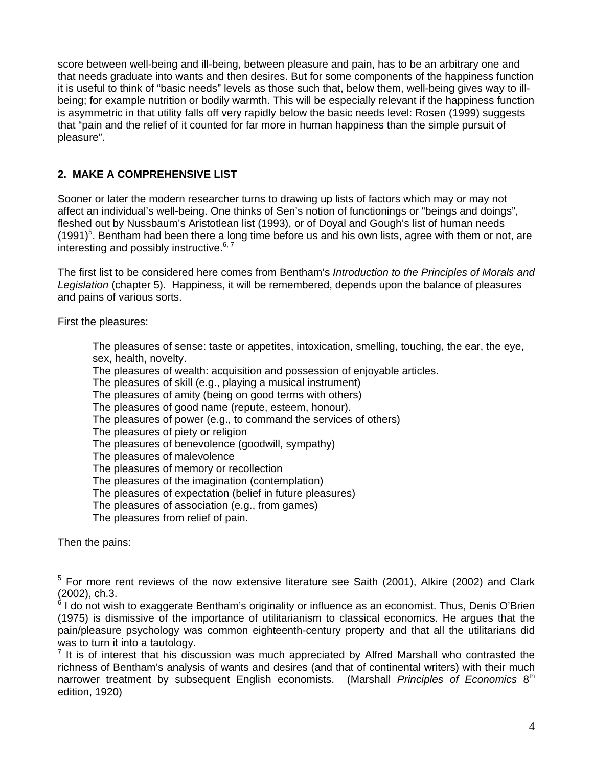score between well-being and ill-being, between pleasure and pain, has to be an arbitrary one and that needs graduate into wants and then desires. But for some components of the happiness function it is useful to think of "basic needs" levels as those such that, below them, well-being gives way to ill-being; for example nutrition or bodily warmth. This will be especially relevant if the happiness function is asymmetric in that utility falls off very rapidly below the basic needs level: Rosen (1999) suggests that "pain and the relief of it counted for far more in human happiness than the simple pursuit of pleasure".

## 2. MAKE A COMPREHENSIVE LIST

Sooner or later the modern researcher turns to drawing up lists of factors which may or may not affect an individual's well-being. One thinks of Sen's notion of functionings or "beings and doings", fleshed out by Nussbaum's Aristotlean list (1993), or of Doyal and Gough's list of human needs (1991)[5]. Bentham had been there a long time before us and his own lists, agree with them or not, are interesting and possibly instructive.[6, 7]

The first list to be considered here comes from Bentham's *Introduction to the Principles of Morals and Legislation* (chapter 5). Happiness, it will be remembered, depends upon the balance of pleasures and pains of various sorts.

First the pleasures:

> The pleasures of sense: taste or appetites, intoxication, smelling, touching, the ear, the eye, sex, health, novelty.
> The pleasures of wealth: acquisition and possession of enjoyable articles.
> The pleasures of skill (e.g., playing a musical instrument)
> The pleasures of amity (being on good terms with others)
> The pleasures of good name (repute, esteem, honour).
> The pleasures of power (e.g., to command the services of others)
> The pleasures of piety or religion
> The pleasures of benevolence (goodwill, sympathy)
> The pleasures of malevolence
> The pleasures of memory or recollection
> The pleasures of the imagination (contemplation)
> The pleasures of expectation (belief in future pleasures)
> The pleasures of association (e.g., from games)
> The pleasures from relief of pain.

Then the pains:

---

[5] For more rent reviews of the now extensive literature see Saith (2001), Alkire (2002) and Clark (2002), ch.3.

[6] I do not wish to exaggerate Bentham's originality or influence as an economist. Thus, Denis O'Brien (1975) is dismissive of the importance of utilitarianism to classical economics. He argues that the pain/pleasure psychology was common eighteenth-century property and that all the utilitarians did was to turn it into a tautology.

[7] It is of interest that his discussion was much appreciated by Alfred Marshall who contrasted the richness of Bentham's analysis of wants and desires (and that of continental writers) with their much narrower treatment by subsequent English economists. (Marshall *Principles of Economics* 8th edition, 1920)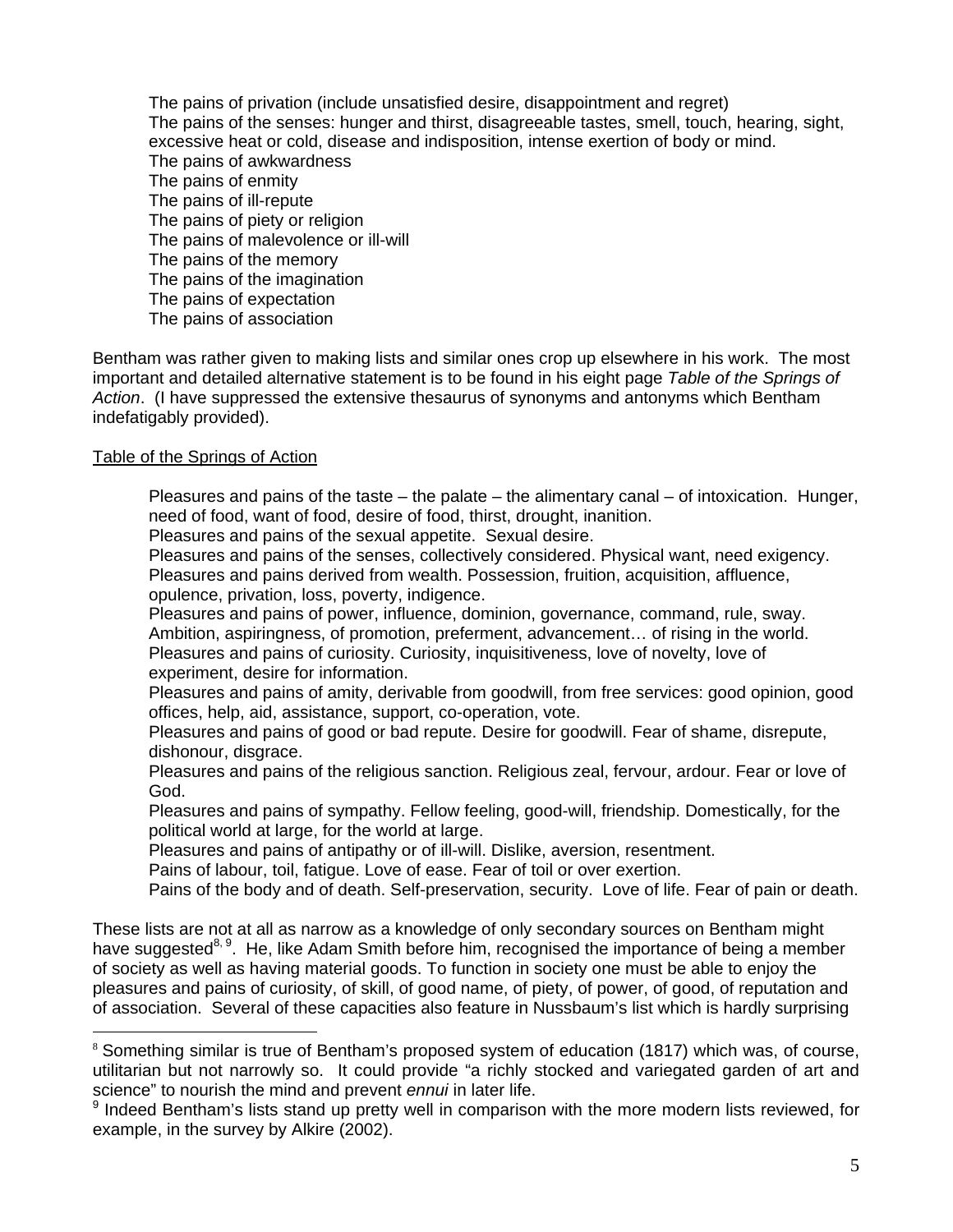The pains of privation (include unsatisfied desire, disappointment and regret)
The pains of the senses: hunger and thirst, disagreeable tastes, smell, touch, hearing, sight, excessive heat or cold, disease and indisposition, intense exertion of body or mind.
The pains of awkwardness
The pains of enmity
The pains of ill-repute
The pains of piety or religion
The pains of malevolence or ill-will
The pains of the memory
The pains of the imagination
The pains of expectation
The pains of association

Bentham was rather given to making lists and similar ones crop up elsewhere in his work. The most important and detailed alternative statement is to be found in his eight page *Table of the Springs of Action*. (I have suppressed the extensive thesaurus of synonyms and antonyms which Bentham indefatigably provided).

<u>Table of the Springs of Action</u>

Pleasures and pains of the taste – the palate – the alimentary canal – of intoxication. Hunger, need of food, want of food, desire of food, thirst, drought, inanition.
Pleasures and pains of the sexual appetite. Sexual desire.
Pleasures and pains of the senses, collectively considered. Physical want, need exigency.
Pleasures and pains derived from wealth. Possession, fruition, acquisition, affluence, opulence, privation, loss, poverty, indigence.
Pleasures and pains of power, influence, dominion, governance, command, rule, sway. Ambition, aspiringness, of promotion, preferment, advancement… of rising in the world.
Pleasures and pains of curiosity. Curiosity, inquisitiveness, love of novelty, love of experiment, desire for information.
Pleasures and pains of amity, derivable from goodwill, from free services: good opinion, good offices, help, aid, assistance, support, co-operation, vote.
Pleasures and pains of good or bad repute. Desire for goodwill. Fear of shame, disrepute, dishonour, disgrace.
Pleasures and pains of the religious sanction. Religious zeal, fervour, ardour. Fear or love of God.
Pleasures and pains of sympathy. Fellow feeling, good-will, friendship. Domestically, for the political world at large, for the world at large.
Pleasures and pains of antipathy or of ill-will. Dislike, aversion, resentment.
Pains of labour, toil, fatigue. Love of ease. Fear of toil or over exertion.
Pains of the body and of death. Self-preservation, security. Love of life. Fear of pain or death.

These lists are not at all as narrow as a knowledge of only secondary sources on Bentham might have suggested[8, 9]. He, like Adam Smith before him, recognised the importance of being a member of society as well as having material goods. To function in society one must be able to enjoy the pleasures and pains of curiosity, of skill, of good name, of piety, of power, of good, of reputation and of association. Several of these capacities also feature in Nussbaum's list which is hardly surprising

[8] Something similar is true of Bentham's proposed system of education (1817) which was, of course, utilitarian but not narrowly so. It could provide "a richly stocked and variegated garden of art and science" to nourish the mind and prevent *ennui* in later life.

[9] Indeed Bentham's lists stand up pretty well in comparison with the more modern lists reviewed, for example, in the survey by Alkire (2002).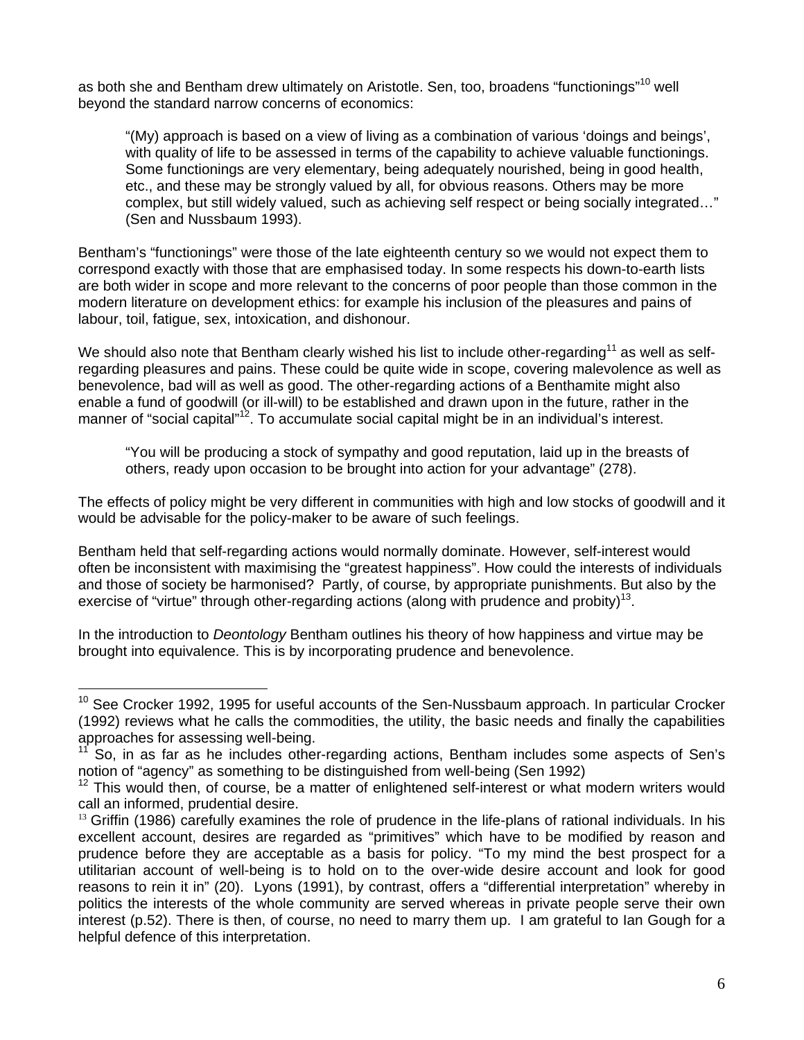as both she and Bentham drew ultimately on Aristotle. Sen, too, broadens "functionings"[10] well beyond the standard narrow concerns of economics:

> "(My) approach is based on a view of living as a combination of various 'doings and beings', with quality of life to be assessed in terms of the capability to achieve valuable functionings. Some functionings are very elementary, being adequately nourished, being in good health, etc., and these may be strongly valued by all, for obvious reasons. Others may be more complex, but still widely valued, such as achieving self respect or being socially integrated…" (Sen and Nussbaum 1993).

Bentham's "functionings" were those of the late eighteenth century so we would not expect them to correspond exactly with those that are emphasised today. In some respects his down-to-earth lists are both wider in scope and more relevant to the concerns of poor people than those common in the modern literature on development ethics: for example his inclusion of the pleasures and pains of labour, toil, fatigue, sex, intoxication, and dishonour.

We should also note that Bentham clearly wished his list to include other-regarding[11] as well as self-regarding pleasures and pains. These could be quite wide in scope, covering malevolence as well as benevolence, bad will as well as good. The other-regarding actions of a Benthamite might also enable a fund of goodwill (or ill-will) to be established and drawn upon in the future, rather in the manner of "social capital"[12]. To accumulate social capital might be in an individual's interest.

> "You will be producing a stock of sympathy and good reputation, laid up in the breasts of others, ready upon occasion to be brought into action for your advantage" (278).

The effects of policy might be very different in communities with high and low stocks of goodwill and it would be advisable for the policy-maker to be aware of such feelings.

Bentham held that self-regarding actions would normally dominate. However, self-interest would often be inconsistent with maximising the "greatest happiness". How could the interests of individuals and those of society be harmonised? Partly, of course, by appropriate punishments. But also by the exercise of "virtue" through other-regarding actions (along with prudence and probity)[13].

In the introduction to *Deontology* Bentham outlines his theory of how happiness and virtue may be brought into equivalence. This is by incorporating prudence and benevolence.

---

[10] See Crocker 1992, 1995 for useful accounts of the Sen-Nussbaum approach. In particular Crocker (1992) reviews what he calls the commodities, the utility, the basic needs and finally the capabilities approaches for assessing well-being.

[11] So, in as far as he includes other-regarding actions, Bentham includes some aspects of Sen's notion of "agency" as something to be distinguished from well-being (Sen 1992)

[12] This would then, of course, be a matter of enlightened self-interest or what modern writers would call an informed, prudential desire.

[13] Griffin (1986) carefully examines the role of prudence in the life-plans of rational individuals. In his excellent account, desires are regarded as "primitives" which have to be modified by reason and prudence before they are acceptable as a basis for policy. "To my mind the best prospect for a utilitarian account of well-being is to hold on to the over-wide desire account and look for good reasons to rein it in" (20). Lyons (1991), by contrast, offers a "differential interpretation" whereby in politics the interests of the whole community are served whereas in private people serve their own interest (p.52). There is then, of course, no need to marry them up. I am grateful to Ian Gough for a helpful defence of this interpretation.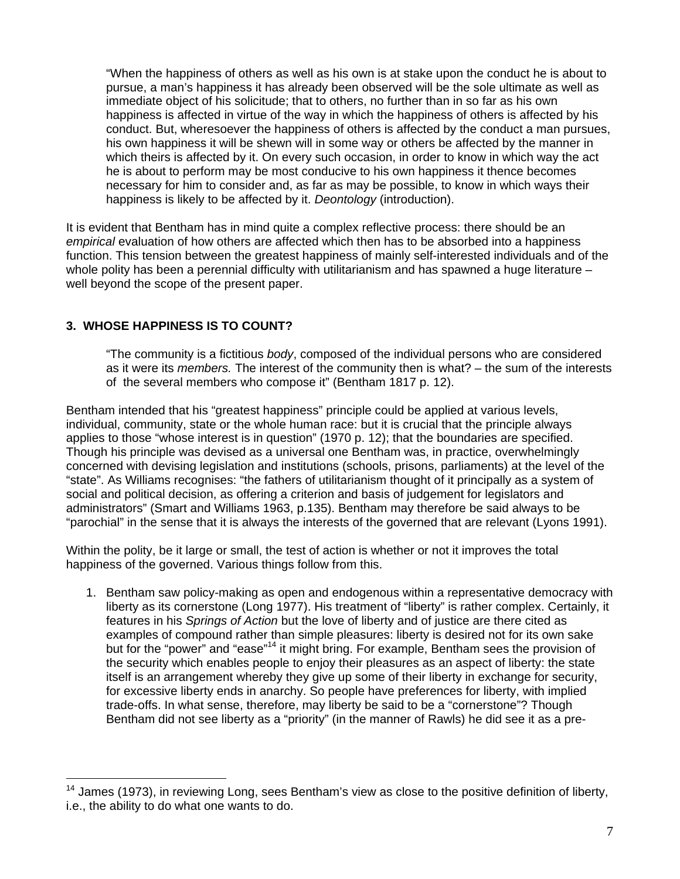> "When the happiness of others as well as his own is at stake upon the conduct he is about to pursue, a man's happiness it has already been observed will be the sole ultimate as well as immediate object of his solicitude; that to others, no further than in so far as his own happiness is affected in virtue of the way in which the happiness of others is affected by his conduct. But, wheresoever the happiness of others is affected by the conduct a man pursues, his own happiness it will be shewn will in some way or others be affected by the manner in which theirs is affected by it. On every such occasion, in order to know in which way the act he is about to perform may be most conducive to his own happiness it thence becomes necessary for him to consider and, as far as may be possible, to know in which ways their happiness is likely to be affected by it. *Deontology* (introduction).

It is evident that Bentham has in mind quite a complex reflective process: there should be an *empirical* evaluation of how others are affected which then has to be absorbed into a happiness function. This tension between the greatest happiness of mainly self-interested individuals and of the whole polity has been a perennial difficulty with utilitarianism and has spawned a huge literature – well beyond the scope of the present paper.

### 3. WHOSE HAPPINESS IS TO COUNT?

> "The community is a fictitious *body*, composed of the individual persons who are considered as it were its *members.* The interest of the community then is what? – the sum of the interests of the several members who compose it" (Bentham 1817 p. 12).

Bentham intended that his "greatest happiness" principle could be applied at various levels, individual, community, state or the whole human race: but it is crucial that the principle always applies to those "whose interest is in question" (1970 p. 12); that the boundaries are specified. Though his principle was devised as a universal one Bentham was, in practice, overwhelmingly concerned with devising legislation and institutions (schools, prisons, parliaments) at the level of the "state". As Williams recognises: "the fathers of utilitarianism thought of it principally as a system of social and political decision, as offering a criterion and basis of judgement for legislators and administrators" (Smart and Williams 1963, p.135). Bentham may therefore be said always to be "parochial" in the sense that it is always the interests of the governed that are relevant (Lyons 1991).

Within the polity, be it large or small, the test of action is whether or not it improves the total happiness of the governed. Various things follow from this.

1. Bentham saw policy-making as open and endogenous within a representative democracy with liberty as its cornerstone (Long 1977). His treatment of "liberty" is rather complex. Certainly, it features in his *Springs of Action* but the love of liberty and of justice are there cited as examples of compound rather than simple pleasures: liberty is desired not for its own sake but for the "power" and "ease"[14] it might bring. For example, Bentham sees the provision of the security which enables people to enjoy their pleasures as an aspect of liberty: the state itself is an arrangement whereby they give up some of their liberty in exchange for security, for excessive liberty ends in anarchy. So people have preferences for liberty, with implied trade-offs. In what sense, therefore, may liberty be said to be a "cornerstone"? Though Bentham did not see liberty as a "priority" (in the manner of Rawls) he did see it as a pre-

[14] James (1973), in reviewing Long, sees Bentham's view as close to the positive definition of liberty, i.e., the ability to do what one wants to do.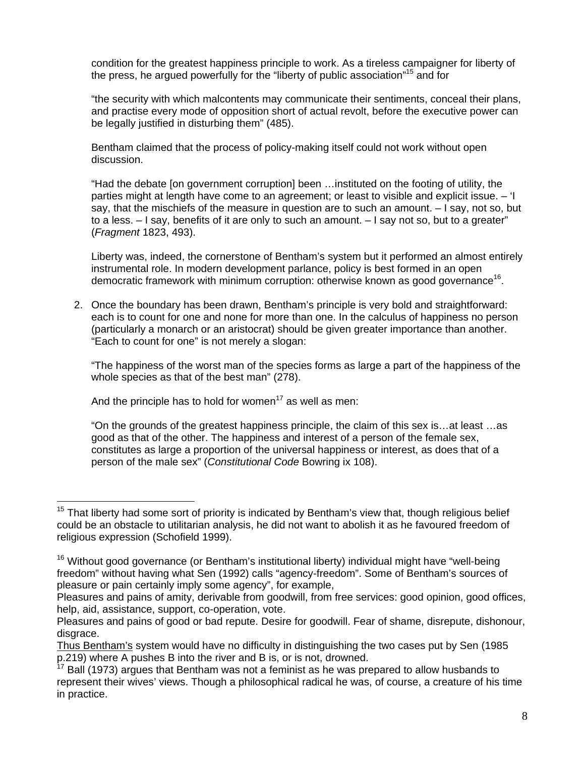condition for the greatest happiness principle to work. As a tireless campaigner for liberty of the press, he argued powerfully for the "liberty of public association"[15] and for

"the security with which malcontents may communicate their sentiments, conceal their plans, and practise every mode of opposition short of actual revolt, before the executive power can be legally justified in disturbing them" (485).

Bentham claimed that the process of policy-making itself could not work without open discussion.

"Had the debate [on government corruption] been …instituted on the footing of utility, the parties might at length have come to an agreement; or least to visible and explicit issue. – 'I say, that the mischiefs of the measure in question are to such an amount. – I say, not so, but to a less. – I say, benefits of it are only to such an amount. – I say not so, but to a greater" (*Fragment* 1823, 493).

Liberty was, indeed, the cornerstone of Bentham's system but it performed an almost entirely instrumental role. In modern development parlance, policy is best formed in an open democratic framework with minimum corruption: otherwise known as good governance[16].

2. Once the boundary has been drawn, Bentham's principle is very bold and straightforward: each is to count for one and none for more than one. In the calculus of happiness no person (particularly a monarch or an aristocrat) should be given greater importance than another. "Each to count for one" is not merely a slogan:

   "The happiness of the worst man of the species forms as large a part of the happiness of the whole species as that of the best man" (278).

   And the principle has to hold for women[17] as well as men:

   "On the grounds of the greatest happiness principle, the claim of this sex is…at least …as good as that of the other. The happiness and interest of a person of the female sex, constitutes as large a proportion of the universal happiness or interest, as does that of a person of the male sex" (*Constitutional Code* Bowring ix 108).

---

[15] That liberty had some sort of priority is indicated by Bentham's view that, though religious belief could be an obstacle to utilitarian analysis, he did not want to abolish it as he favoured freedom of religious expression (Schofield 1999).

[16] Without good governance (or Bentham's institutional liberty) individual might have "well-being freedom" without having what Sen (1992) calls "agency-freedom". Some of Bentham's sources of pleasure or pain certainly imply some agency", for example,
Pleasures and pains of amity, derivable from goodwill, from free services: good opinion, good offices, help, aid, assistance, support, co-operation, vote.
Pleasures and pains of good or bad repute. Desire for goodwill. Fear of shame, disrepute, dishonour, disgrace.
Thus Bentham's system would have no difficulty in distinguishing the two cases put by Sen (1985 p.219) where A pushes B into the river and B is, or is not, drowned.

[17] Ball (1973) argues that Bentham was not a feminist as he was prepared to allow husbands to represent their wives' views. Though a philosophical radical he was, of course, a creature of his time in practice.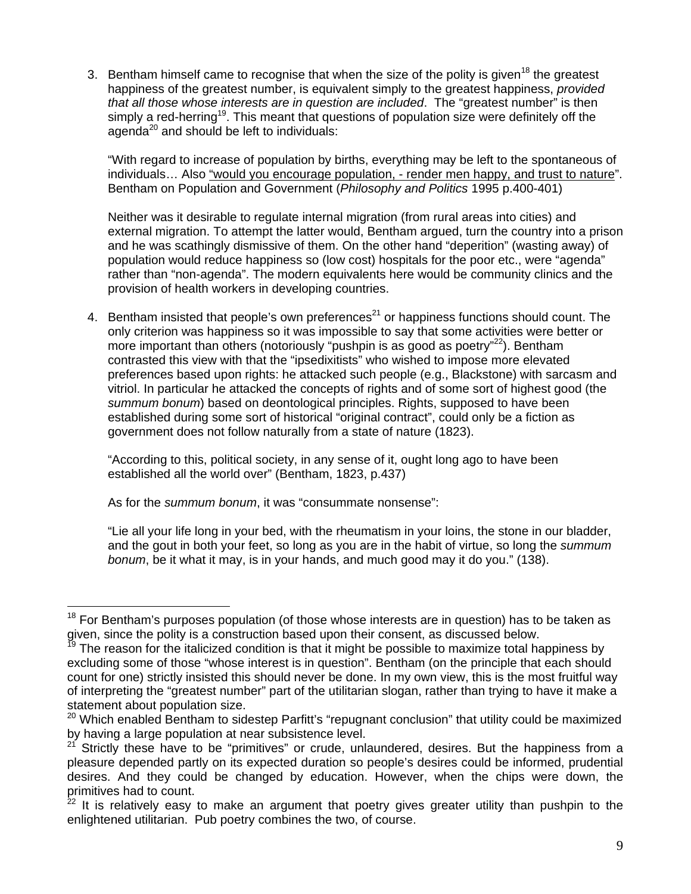3. Bentham himself came to recognise that when the size of the polity is given[18] the greatest happiness of the greatest number, is equivalent simply to the greatest happiness, *provided that all those whose interests are in question are included*. The "greatest number" is then simply a red-herring[19]. This meant that questions of population size were definitely off the agenda[20] and should be left to individuals:

   "With regard to increase of population by births, everything may be left to the spontaneous of individuals… Also "would you encourage population, - render men happy, and trust to nature". Bentham on Population and Government (*Philosophy and Politics* 1995 p.400-401)

   Neither was it desirable to regulate internal migration (from rural areas into cities) and external migration. To attempt the latter would, Bentham argued, turn the country into a prison and he was scathingly dismissive of them. On the other hand "deperition" (wasting away) of population would reduce happiness so (low cost) hospitals for the poor etc., were "agenda" rather than "non-agenda". The modern equivalents here would be community clinics and the provision of health workers in developing countries.

4. Bentham insisted that people's own preferences[21] or happiness functions should count. The only criterion was happiness so it was impossible to say that some activities were better or more important than others (notoriously "pushpin is as good as poetry"[22]). Bentham contrasted this view with that the "ipsedixitists" who wished to impose more elevated preferences based upon rights: he attacked such people (e.g., Blackstone) with sarcasm and vitriol. In particular he attacked the concepts of rights and of some sort of highest good (the *summum bonum*) based on deontological principles. Rights, supposed to have been established during some sort of historical "original contract", could only be a fiction as government does not follow naturally from a state of nature (1823).

   "According to this, political society, in any sense of it, ought long ago to have been established all the world over" (Bentham, 1823, p.437)

   As for the *summum bonum*, it was "consummate nonsense":

   "Lie all your life long in your bed, with the rheumatism in your loins, the stone in our bladder, and the gout in both your feet, so long as you are in the habit of virtue, so long the *summum bonum*, be it what it may, is in your hands, and much good may it do you." (138).

---

[18] For Bentham's purposes population (of those whose interests are in question) has to be taken as given, since the polity is a construction based upon their consent, as discussed below.

[19] The reason for the italicized condition is that it might be possible to maximize total happiness by excluding some of those "whose interest is in question". Bentham (on the principle that each should count for one) strictly insisted this should never be done. In my own view, this is the most fruitful way of interpreting the "greatest number" part of the utilitarian slogan, rather than trying to have it make a statement about population size.

[20] Which enabled Bentham to sidestep Parfitt's "repugnant conclusion" that utility could be maximized by having a large population at near subsistence level.

[21] Strictly these have to be "primitives" or crude, unlaundered, desires. But the happiness from a pleasure depended partly on its expected duration so people's desires could be informed, prudential desires. And they could be changed by education. However, when the chips were down, the primitives had to count.

[22] It is relatively easy to make an argument that poetry gives greater utility than pushpin to the enlightened utilitarian. Pub poetry combines the two, of course.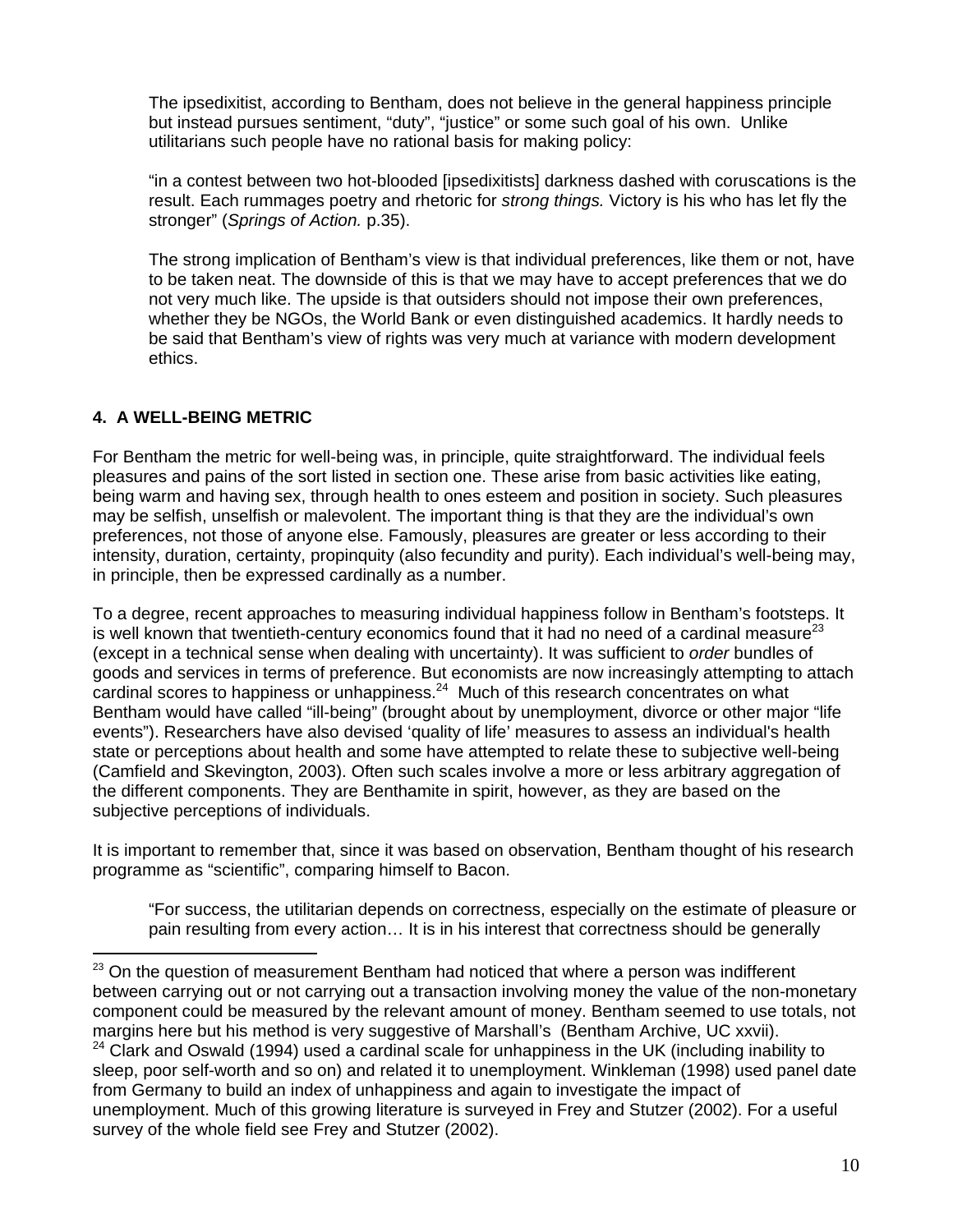The ipsedixitist, according to Bentham, does not believe in the general happiness principle but instead pursues sentiment, "duty", "justice" or some such goal of his own. Unlike utilitarians such people have no rational basis for making policy:

"in a contest between two hot-blooded [ipsedixitists] darkness dashed with coruscations is the result. Each rummages poetry and rhetoric for *strong things.* Victory is his who has let fly the stronger" (*Springs of Action.* p.35).

The strong implication of Bentham's view is that individual preferences, like them or not, have to be taken neat. The downside of this is that we may have to accept preferences that we do not very much like. The upside is that outsiders should not impose their own preferences, whether they be NGOs, the World Bank or even distinguished academics. It hardly needs to be said that Bentham's view of rights was very much at variance with modern development ethics.

## 4. A WELL-BEING METRIC

For Bentham the metric for well-being was, in principle, quite straightforward. The individual feels pleasures and pains of the sort listed in section one. These arise from basic activities like eating, being warm and having sex, through health to ones esteem and position in society. Such pleasures may be selfish, unselfish or malevolent. The important thing is that they are the individual's own preferences, not those of anyone else. Famously, pleasures are greater or less according to their intensity, duration, certainty, propinquity (also fecundity and purity). Each individual's well-being may, in principle, then be expressed cardinally as a number.

To a degree, recent approaches to measuring individual happiness follow in Bentham's footsteps. It is well known that twentieth-century economics found that it had no need of a cardinal measure[23] (except in a technical sense when dealing with uncertainty). It was sufficient to *order* bundles of goods and services in terms of preference. But economists are now increasingly attempting to attach cardinal scores to happiness or unhappiness.[24] Much of this research concentrates on what Bentham would have called "ill-being" (brought about by unemployment, divorce or other major "life events"). Researchers have also devised 'quality of life' measures to assess an individual's health state or perceptions about health and some have attempted to relate these to subjective well-being (Camfield and Skevington, 2003). Often such scales involve a more or less arbitrary aggregation of the different components. They are Benthamite in spirit, however, as they are based on the subjective perceptions of individuals.

It is important to remember that, since it was based on observation, Bentham thought of his research programme as "scientific", comparing himself to Bacon.

"For success, the utilitarian depends on correctness, especially on the estimate of pleasure or pain resulting from every action… It is in his interest that correctness should be generally

---

[23] On the question of measurement Bentham had noticed that where a person was indifferent between carrying out or not carrying out a transaction involving money the value of the non-monetary component could be measured by the relevant amount of money. Bentham seemed to use totals, not margins here but his method is very suggestive of Marshall's (Bentham Archive, UC xxvii).

[24] Clark and Oswald (1994) used a cardinal scale for unhappiness in the UK (including inability to sleep, poor self-worth and so on) and related it to unemployment. Winkleman (1998) used panel date from Germany to build an index of unhappiness and again to investigate the impact of unemployment. Much of this growing literature is surveyed in Frey and Stutzer (2002). For a useful survey of the whole field see Frey and Stutzer (2002).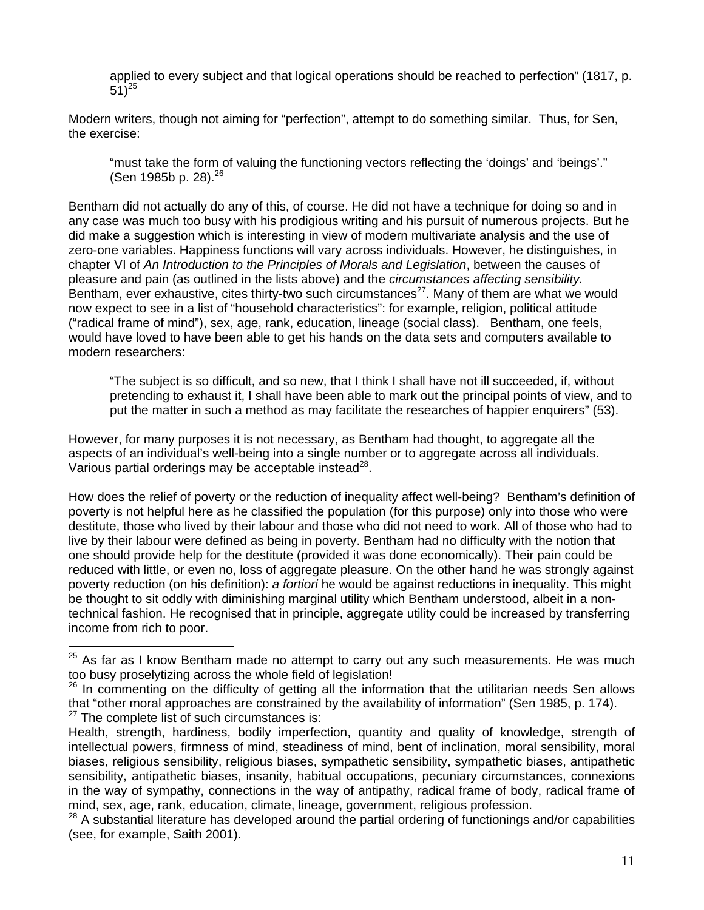> applied to every subject and that logical operations should be reached to perfection" (1817, p. 51)[25]

Modern writers, though not aiming for "perfection", attempt to do something similar. Thus, for Sen, the exercise:

> "must take the form of valuing the functioning vectors reflecting the 'doings' and 'beings'." (Sen 1985b p. 28).[26]

Bentham did not actually do any of this, of course. He did not have a technique for doing so and in any case was much too busy with his prodigious writing and his pursuit of numerous projects. But he did make a suggestion which is interesting in view of modern multivariate analysis and the use of zero-one variables. Happiness functions will vary across individuals. However, he distinguishes, in chapter VI of *An Introduction to the Principles of Morals and Legislation*, between the causes of pleasure and pain (as outlined in the lists above) and the *circumstances affecting sensibility.* Bentham, ever exhaustive, cites thirty-two such circumstances[27]. Many of them are what we would now expect to see in a list of "household characteristics": for example, religion, political attitude ("radical frame of mind"), sex, age, rank, education, lineage (social class). Bentham, one feels, would have loved to have been able to get his hands on the data sets and computers available to modern researchers:

> "The subject is so difficult, and so new, that I think I shall have not ill succeeded, if, without pretending to exhaust it, I shall have been able to mark out the principal points of view, and to put the matter in such a method as may facilitate the researches of happier enquirers" (53).

However, for many purposes it is not necessary, as Bentham had thought, to aggregate all the aspects of an individual's well-being into a single number or to aggregate across all individuals. Various partial orderings may be acceptable instead[28].

How does the relief of poverty or the reduction of inequality affect well-being? Bentham's definition of poverty is not helpful here as he classified the population (for this purpose) only into those who were destitute, those who lived by their labour and those who did not need to work. All of those who had to live by their labour were defined as being in poverty. Bentham had no difficulty with the notion that one should provide help for the destitute (provided it was done economically). Their pain could be reduced with little, or even no, loss of aggregate pleasure. On the other hand he was strongly against poverty reduction (on his definition): *a fortiori* he would be against reductions in inequality. This might be thought to sit oddly with diminishing marginal utility which Bentham understood, albeit in a non-technical fashion. He recognised that in principle, aggregate utility could be increased by transferring income from rich to poor.

---

[25] As far as I know Bentham made no attempt to carry out any such measurements. He was much too busy proselytizing across the whole field of legislation!

[26] In commenting on the difficulty of getting all the information that the utilitarian needs Sen allows that "other moral approaches are constrained by the availability of information" (Sen 1985, p. 174).

[27] The complete list of such circumstances is:
Health, strength, hardiness, bodily imperfection, quantity and quality of knowledge, strength of intellectual powers, firmness of mind, steadiness of mind, bent of inclination, moral sensibility, moral biases, religious sensibility, religious biases, sympathetic sensibility, sympathetic biases, antipathetic sensibility, antipathetic biases, insanity, habitual occupations, pecuniary circumstances, connexions in the way of sympathy, connections in the way of antipathy, radical frame of body, radical frame of mind, sex, age, rank, education, climate, lineage, government, religious profession.

[28] A substantial literature has developed around the partial ordering of functionings and/or capabilities (see, for example, Saith 2001).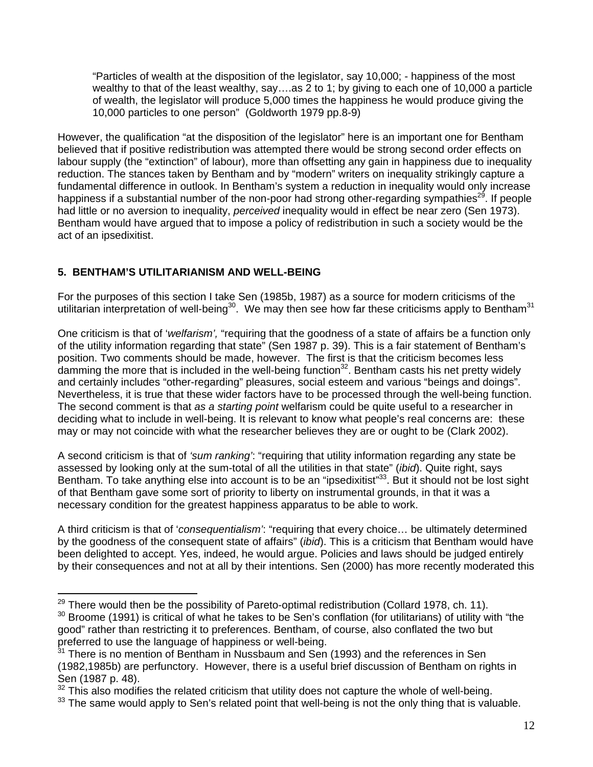> "Particles of wealth at the disposition of the legislator, say 10,000; - happiness of the most wealthy to that of the least wealthy, say….as 2 to 1; by giving to each one of 10,000 a particle of wealth, the legislator will produce 5,000 times the happiness he would produce giving the 10,000 particles to one person" (Goldworth 1979 pp.8-9)

However, the qualification "at the disposition of the legislator" here is an important one for Bentham believed that if positive redistribution was attempted there would be strong second order effects on labour supply (the "extinction" of labour), more than offsetting any gain in happiness due to inequality reduction. The stances taken by Bentham and by "modern" writers on inequality strikingly capture a fundamental difference in outlook. In Bentham's system a reduction in inequality would only increase happiness if a substantial number of the non-poor had strong other-regarding sympathies[29]. If people had little or no aversion to inequality, *perceived* inequality would in effect be near zero (Sen 1973). Bentham would have argued that to impose a policy of redistribution in such a society would be the act of an ipsedixitist.

## 5. BENTHAM'S UTILITARIANISM AND WELL-BEING

For the purposes of this section I take Sen (1985b, 1987) as a source for modern criticisms of the utilitarian interpretation of well-being[30]. We may then see how far these criticisms apply to Bentham[31]

One criticism is that of '*welfarism',* "requiring that the goodness of a state of affairs be a function only of the utility information regarding that state" (Sen 1987 p. 39). This is a fair statement of Bentham's position. Two comments should be made, however. The first is that the criticism becomes less damming the more that is included in the well-being function[32]. Bentham casts his net pretty widely and certainly includes "other-regarding" pleasures, social esteem and various "beings and doings". Nevertheless, it is true that these wider factors have to be processed through the well-being function. The second comment is that *as a starting point* welfarism could be quite useful to a researcher in deciding what to include in well-being. It is relevant to know what people's real concerns are: these may or may not coincide with what the researcher believes they are or ought to be (Clark 2002).

A second criticism is that of *'sum ranking'*: "requiring that utility information regarding any state be assessed by looking only at the sum-total of all the utilities in that state" (*ibid*). Quite right, says Bentham. To take anything else into account is to be an "ipsedixitist"[33]. But it should not be lost sight of that Bentham gave some sort of priority to liberty on instrumental grounds, in that it was a necessary condition for the greatest happiness apparatus to be able to work.

A third criticism is that of '*consequentialism'*: "requiring that every choice… be ultimately determined by the goodness of the consequent state of affairs" (*ibid*). This is a criticism that Bentham would have been delighted to accept. Yes, indeed, he would argue. Policies and laws should be judged entirely by their consequences and not at all by their intentions. Sen (2000) has more recently moderated this

---

[29] There would then be the possibility of Pareto-optimal redistribution (Collard 1978, ch. 11).

[30] Broome (1991) is critical of what he takes to be Sen's conflation (for utilitarians) of utility with "the good" rather than restricting it to preferences. Bentham, of course, also conflated the two but preferred to use the language of happiness or well-being.

[31] There is no mention of Bentham in Nussbaum and Sen (1993) and the references in Sen (1982,1985b) are perfunctory. However, there is a useful brief discussion of Bentham on rights in Sen (1987 p. 48).

[32] This also modifies the related criticism that utility does not capture the whole of well-being.

[33] The same would apply to Sen's related point that well-being is not the only thing that is valuable.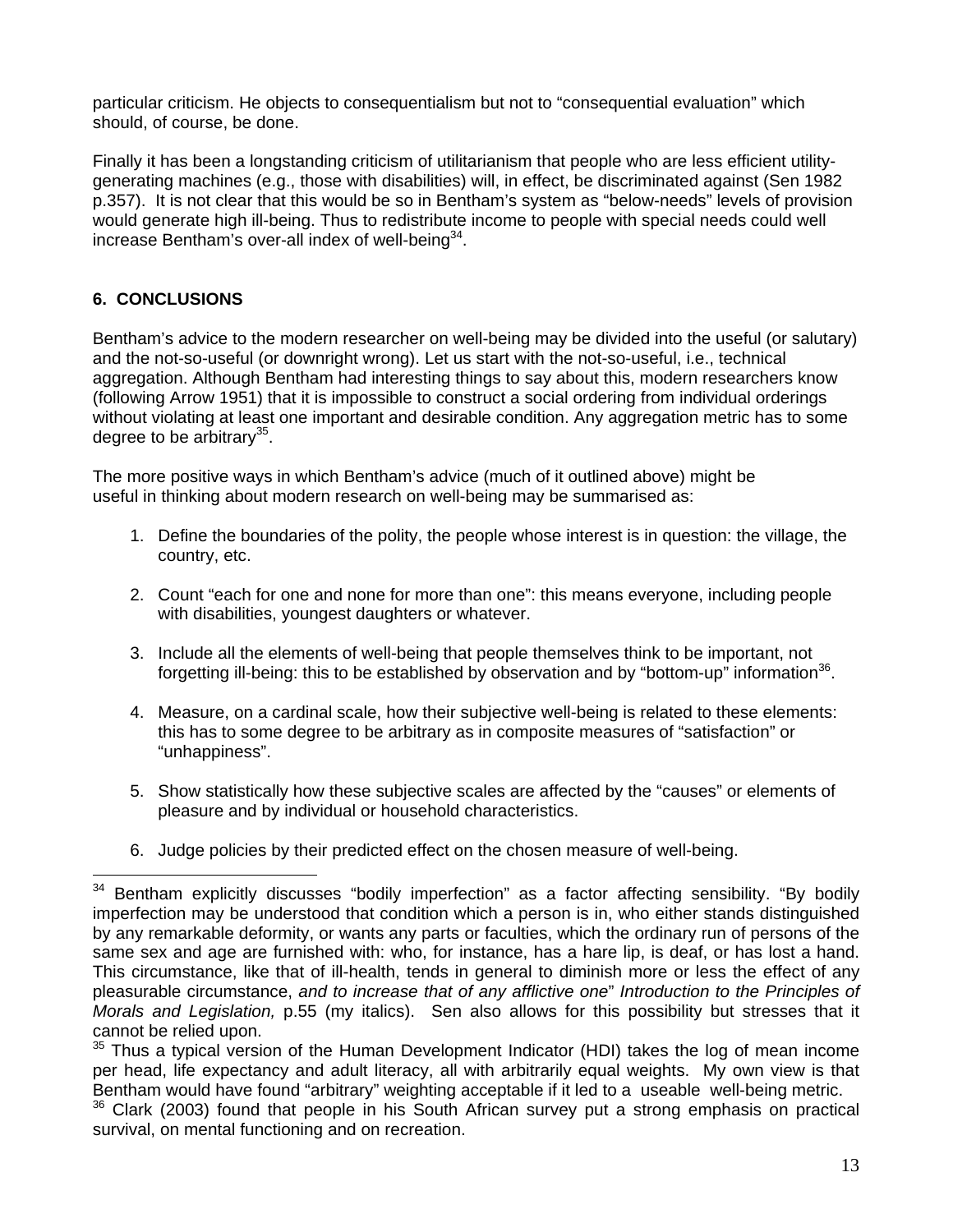particular criticism. He objects to consequentialism but not to "consequential evaluation" which should, of course, be done.

Finally it has been a longstanding criticism of utilitarianism that people who are less efficient utility-generating machines (e.g., those with disabilities) will, in effect, be discriminated against (Sen 1982 p.357). It is not clear that this would be so in Bentham's system as "below-needs" levels of provision would generate high ill-being. Thus to redistribute income to people with special needs could well increase Bentham's over-all index of well-being[34].

## 6. CONCLUSIONS

Bentham's advice to the modern researcher on well-being may be divided into the useful (or salutary) and the not-so-useful (or downright wrong). Let us start with the not-so-useful, i.e., technical aggregation. Although Bentham had interesting things to say about this, modern researchers know (following Arrow 1951) that it is impossible to construct a social ordering from individual orderings without violating at least one important and desirable condition. Any aggregation metric has to some degree to be arbitrary[35].

The more positive ways in which Bentham's advice (much of it outlined above) might be useful in thinking about modern research on well-being may be summarised as:

1. Define the boundaries of the polity, the people whose interest is in question: the village, the country, etc.

2. Count "each for one and none for more than one": this means everyone, including people with disabilities, youngest daughters or whatever.

3. Include all the elements of well-being that people themselves think to be important, not forgetting ill-being: this to be established by observation and by "bottom-up" information[36].

4. Measure, on a cardinal scale, how their subjective well-being is related to these elements: this has to some degree to be arbitrary as in composite measures of "satisfaction" or "unhappiness".

5. Show statistically how these subjective scales are affected by the "causes" or elements of pleasure and by individual or household characteristics.

6. Judge policies by their predicted effect on the chosen measure of well-being.

---

[34] Bentham explicitly discusses "bodily imperfection" as a factor affecting sensibility. "By bodily imperfection may be understood that condition which a person is in, who either stands distinguished by any remarkable deformity, or wants any parts or faculties, which the ordinary run of persons of the same sex and age are furnished with: who, for instance, has a hare lip, is deaf, or has lost a hand. This circumstance, like that of ill-health, tends in general to diminish more or less the effect of any pleasurable circumstance, *and to increase that of any afflictive one*" *Introduction to the Principles of Morals and Legislation,* p.55 (my italics). Sen also allows for this possibility but stresses that it cannot be relied upon.

[35] Thus a typical version of the Human Development Indicator (HDI) takes the log of mean income per head, life expectancy and adult literacy, all with arbitrarily equal weights. My own view is that Bentham would have found "arbitrary" weighting acceptable if it led to a useable well-being metric.

[36] Clark (2003) found that people in his South African survey put a strong emphasis on practical survival, on mental functioning and on recreation.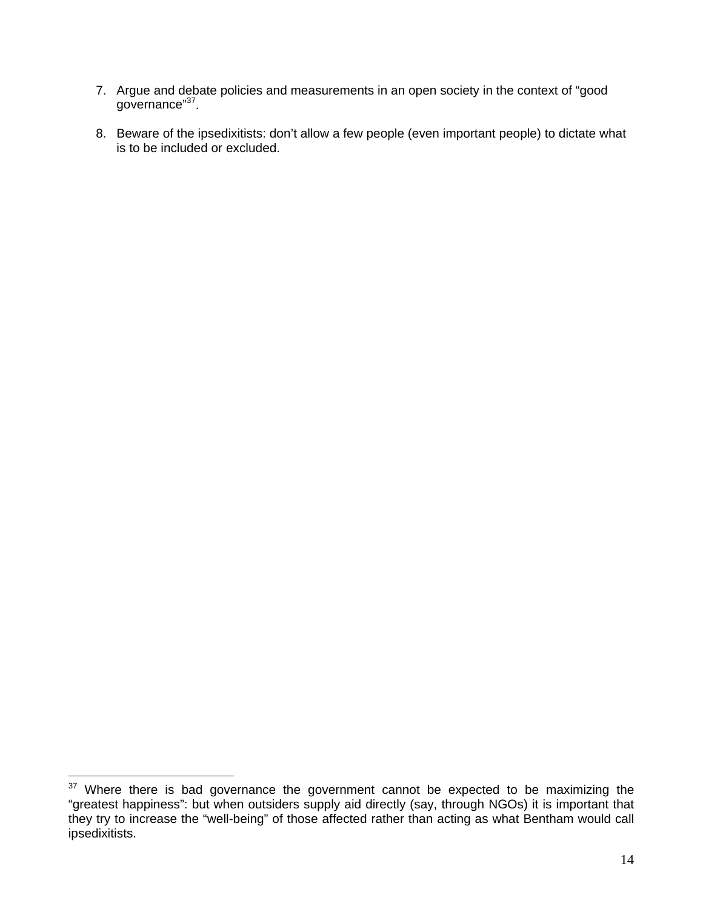7. Argue and debate policies and measurements in an open society in the context of “good governance”[37].

8. Beware of the ipsedixitists: don’t allow a few people (even important people) to dictate what is to be included or excluded.

---

[37] Where there is bad governance the government cannot be expected to be maximizing the “greatest happiness”: but when outsiders supply aid directly (say, through NGOs) it is important that they try to increase the “well-being” of those affected rather than acting as what Bentham would call ipsedixitists.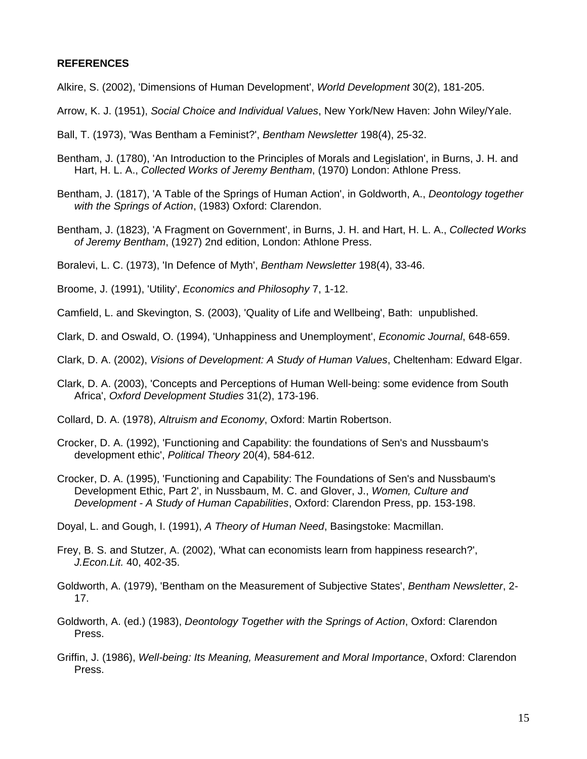**REFERENCES**

Alkire, S. (2002), 'Dimensions of Human Development', *World Development* 30(2), 181-205.

Arrow, K. J. (1951), *Social Choice and Individual Values*, New York/New Haven: John Wiley/Yale.

Ball, T. (1973), 'Was Bentham a Feminist?', *Bentham Newsletter* 198(4), 25-32.

Bentham, J. (1780), 'An Introduction to the Principles of Morals and Legislation', in Burns, J. H. and Hart, H. L. A., *Collected Works of Jeremy Bentham*, (1970) London: Athlone Press.

Bentham, J. (1817), 'A Table of the Springs of Human Action', in Goldworth, A., *Deontology together with the Springs of Action*, (1983) Oxford: Clarendon.

Bentham, J. (1823), 'A Fragment on Government', in Burns, J. H. and Hart, H. L. A., *Collected Works of Jeremy Bentham*, (1927) 2nd edition, London: Athlone Press.

Boralevi, L. C. (1973), 'In Defence of Myth', *Bentham Newsletter* 198(4), 33-46.

Broome, J. (1991), 'Utility', *Economics and Philosophy* 7, 1-12.

Camfield, L. and Skevington, S. (2003), 'Quality of Life and Wellbeing', Bath: unpublished.

Clark, D. and Oswald, O. (1994), 'Unhappiness and Unemployment', *Economic Journal*, 648-659.

Clark, D. A. (2002), *Visions of Development: A Study of Human Values*, Cheltenham: Edward Elgar.

Clark, D. A. (2003), 'Concepts and Perceptions of Human Well-being: some evidence from South Africa', *Oxford Development Studies* 31(2), 173-196.

Collard, D. A. (1978), *Altruism and Economy*, Oxford: Martin Robertson.

Crocker, D. A. (1992), 'Functioning and Capability: the foundations of Sen's and Nussbaum's development ethic', *Political Theory* 20(4), 584-612.

Crocker, D. A. (1995), 'Functioning and Capability: The Foundations of Sen's and Nussbaum's Development Ethic, Part 2', in Nussbaum, M. C. and Glover, J., *Women, Culture and Development - A Study of Human Capabilities*, Oxford: Clarendon Press, pp. 153-198.

Doyal, L. and Gough, I. (1991), *A Theory of Human Need*, Basingstoke: Macmillan.

Frey, B. S. and Stutzer, A. (2002), 'What can economists learn from happiness research?', *J.Econ.Lit.* 40, 402-35.

Goldworth, A. (1979), 'Bentham on the Measurement of Subjective States', *Bentham Newsletter*, 2-17.

Goldworth, A. (ed.) (1983), *Deontology Together with the Springs of Action*, Oxford: Clarendon Press.

Griffin, J. (1986), *Well-being: Its Meaning, Measurement and Moral Importance*, Oxford: Clarendon Press.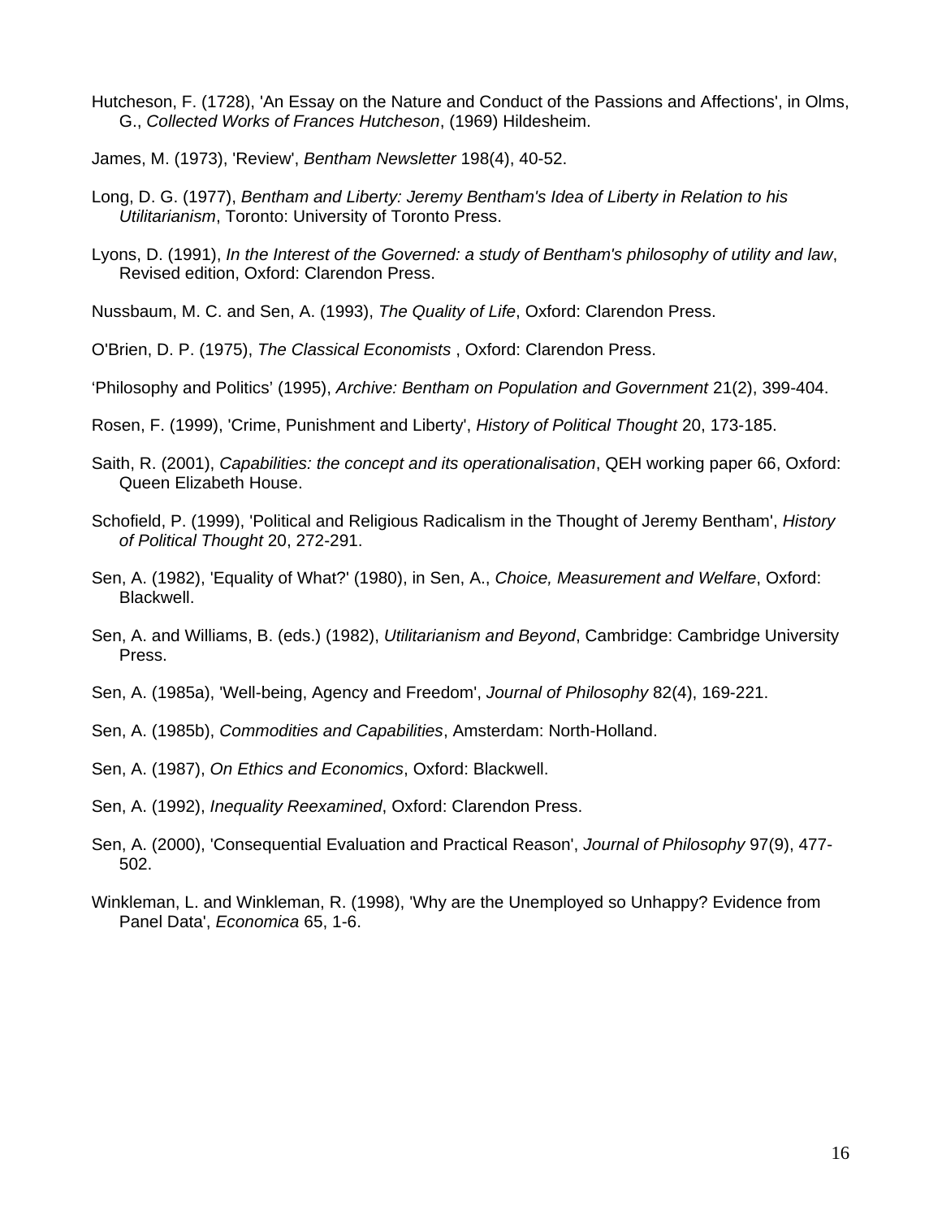Hutcheson, F. (1728), 'An Essay on the Nature and Conduct of the Passions and Affections', in Olms, G., *Collected Works of Frances Hutcheson*, (1969) Hildesheim.

James, M. (1973), 'Review', *Bentham Newsletter* 198(4), 40-52.

Long, D. G. (1977), *Bentham and Liberty: Jeremy Bentham's Idea of Liberty in Relation to his Utilitarianism*, Toronto: University of Toronto Press.

Lyons, D. (1991), *In the Interest of the Governed: a study of Bentham's philosophy of utility and law*, Revised edition, Oxford: Clarendon Press.

Nussbaum, M. C. and Sen, A. (1993), *The Quality of Life*, Oxford: Clarendon Press.

O'Brien, D. P. (1975), *The Classical Economists* , Oxford: Clarendon Press.

'Philosophy and Politics' (1995), *Archive: Bentham on Population and Government* 21(2), 399-404.

Rosen, F. (1999), 'Crime, Punishment and Liberty', *History of Political Thought* 20, 173-185.

Saith, R. (2001), *Capabilities: the concept and its operationalisation*, QEH working paper 66, Oxford: Queen Elizabeth House.

Schofield, P. (1999), 'Political and Religious Radicalism in the Thought of Jeremy Bentham', *History of Political Thought* 20, 272-291.

Sen, A. (1982), 'Equality of What?' (1980), in Sen, A., *Choice, Measurement and Welfare*, Oxford: Blackwell.

Sen, A. and Williams, B. (eds.) (1982), *Utilitarianism and Beyond*, Cambridge: Cambridge University Press.

Sen, A. (1985a), 'Well-being, Agency and Freedom', *Journal of Philosophy* 82(4), 169-221.

Sen, A. (1985b), *Commodities and Capabilities*, Amsterdam: North-Holland.

Sen, A. (1987), *On Ethics and Economics*, Oxford: Blackwell.

Sen, A. (1992), *Inequality Reexamined*, Oxford: Clarendon Press.

Sen, A. (2000), 'Consequential Evaluation and Practical Reason', *Journal of Philosophy* 97(9), 477-502.

Winkleman, L. and Winkleman, R. (1998), 'Why are the Unemployed so Unhappy? Evidence from Panel Data', *Economica* 65, 1-6.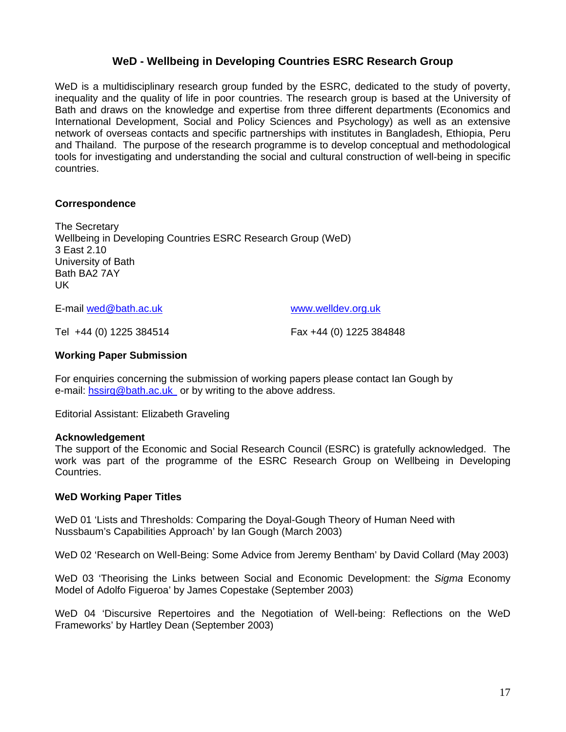# WeD - Wellbeing in Developing Countries ESRC Research Group

WeD is a multidisciplinary research group funded by the ESRC, dedicated to the study of poverty, inequality and the quality of life in poor countries. The research group is based at the University of Bath and draws on the knowledge and expertise from three different departments (Economics and International Development, Social and Policy Sciences and Psychology) as well as an extensive network of overseas contacts and specific partnerships with institutes in Bangladesh, Ethiopia, Peru and Thailand. The purpose of the research programme is to develop conceptual and methodological tools for investigating and understanding the social and cultural construction of well-being in specific countries.

### Correspondence

The Secretary
Wellbeing in Developing Countries ESRC Research Group (WeD)
3 East 2.10
University of Bath
Bath BA2 7AY
UK

E-mail wed@bath.ac.uk

www.welldev.org.uk

Tel +44 (0) 1225 384514

Fax +44 (0) 1225 384848

### Working Paper Submission

For enquiries concerning the submission of working papers please contact Ian Gough by e-mail: hssirg@bath.ac.uk or by writing to the above address.

Editorial Assistant: Elizabeth Graveling

### Acknowledgement

The support of the Economic and Social Research Council (ESRC) is gratefully acknowledged. The work was part of the programme of the ESRC Research Group on Wellbeing in Developing Countries.

### WeD Working Paper Titles

WeD 01 'Lists and Thresholds: Comparing the Doyal-Gough Theory of Human Need with Nussbaum's Capabilities Approach' by Ian Gough (March 2003)

WeD 02 'Research on Well-Being: Some Advice from Jeremy Bentham' by David Collard (May 2003)

WeD 03 'Theorising the Links between Social and Economic Development: the *Sigma* Economy Model of Adolfo Figueroa' by James Copestake (September 2003)

WeD 04 'Discursive Repertoires and the Negotiation of Well-being: Reflections on the WeD Frameworks' by Hartley Dean (September 2003)